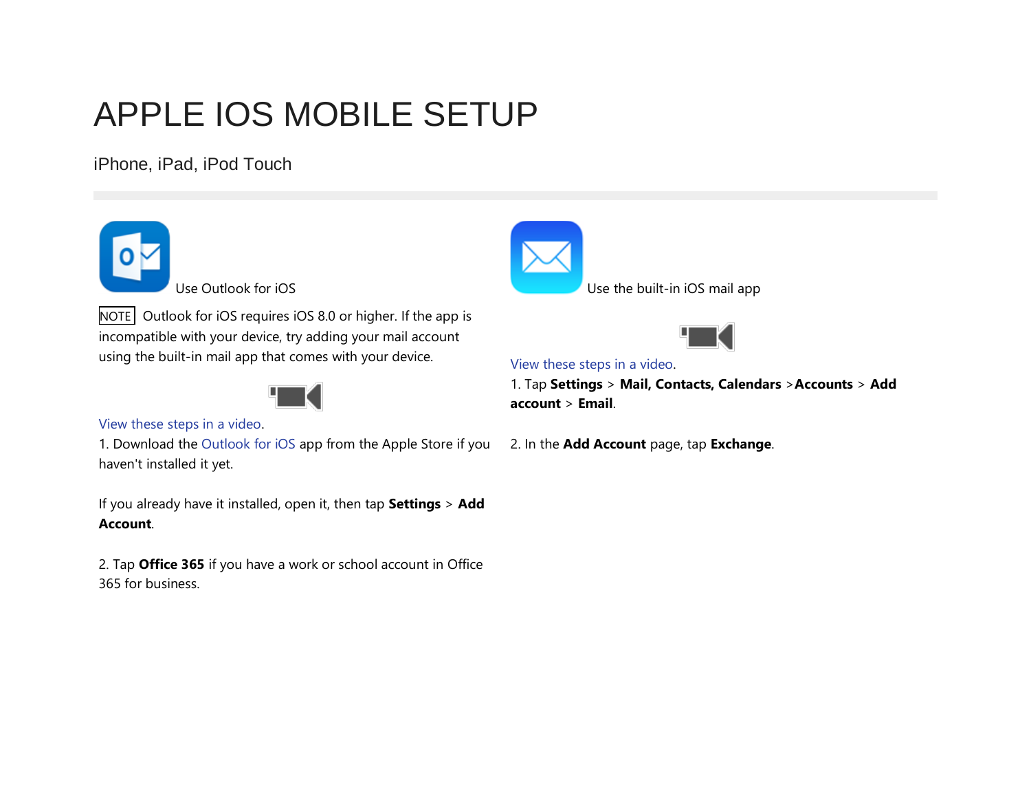# APPLE IOS MOBILE SETUP

iPhone, iPad, iPod Touch

Use Outlook for iOS

NOTE Outlook for iOS requires iOS 8.0 or higher. If the app is incompatible with your device, try adding your mail account using the built-in mail app that comes with your device.

View these steps in a video.

1. Download the Outlook for iOS app from the Apple Store if you haven't installed it yet.

If you already have it installed, open it, then tap **Settings** > **Add Account**.

2. Tap **Office 365** if you have a work or school account in Office 365 for business.

Use the built-in iOS mail app

View these steps in a video.

1. Tap **Settings** > **Mail, Contacts, Calendars** >**Accounts** > **Add account** > **Email**.

2. In the **Add Account** page, tap **Exchange**.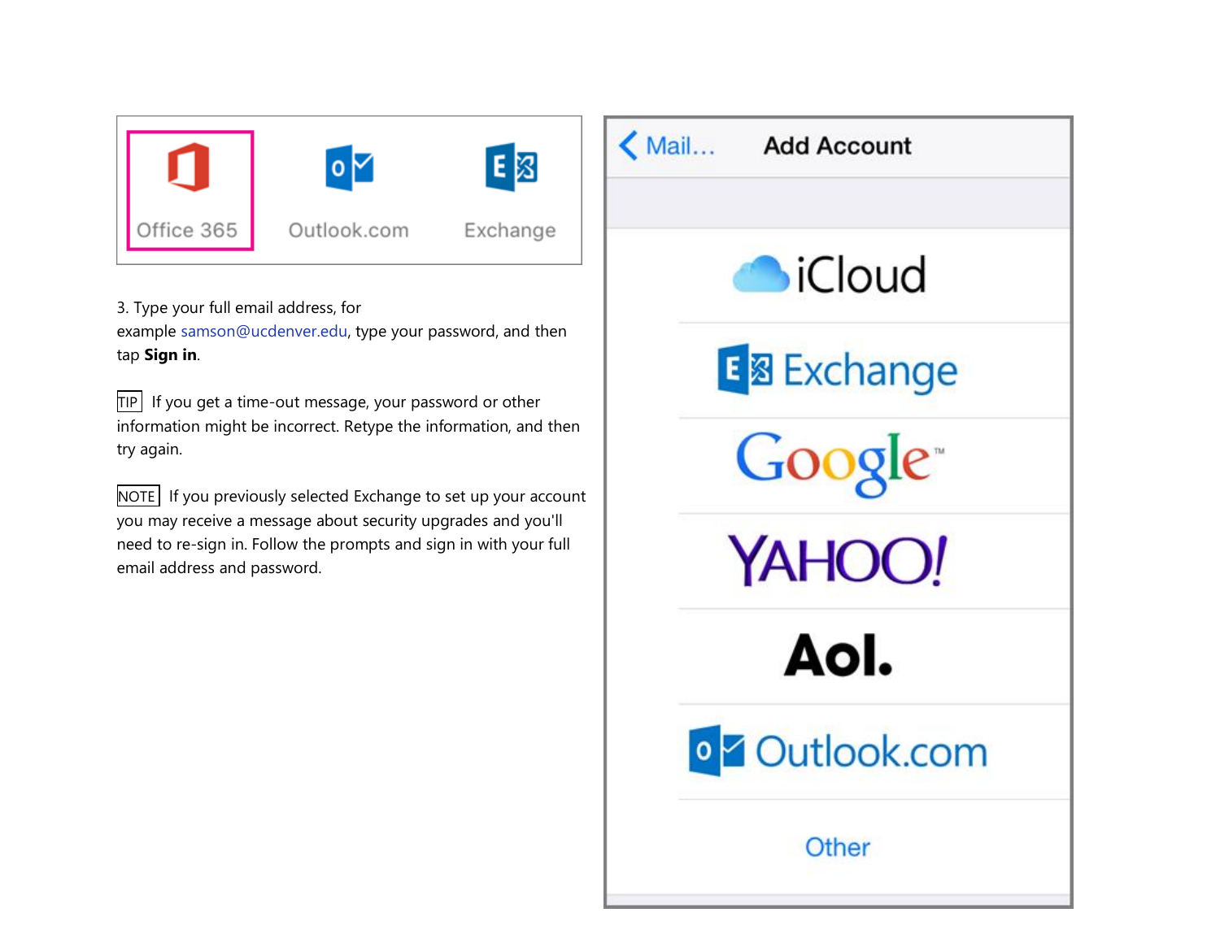3. Type your full email address, for example samson@ucdenver.edu, type your password, and then tap **Sign in**.

TIP If you get a time-out message, your password or other information might be incorrect. Retype the information, and then try again.

NOTE If you previously selected Exchange to set up your account you may receive a message about security upgrades and you'll need to re-sign in. Follow the prompts and sign in with your full email address and password.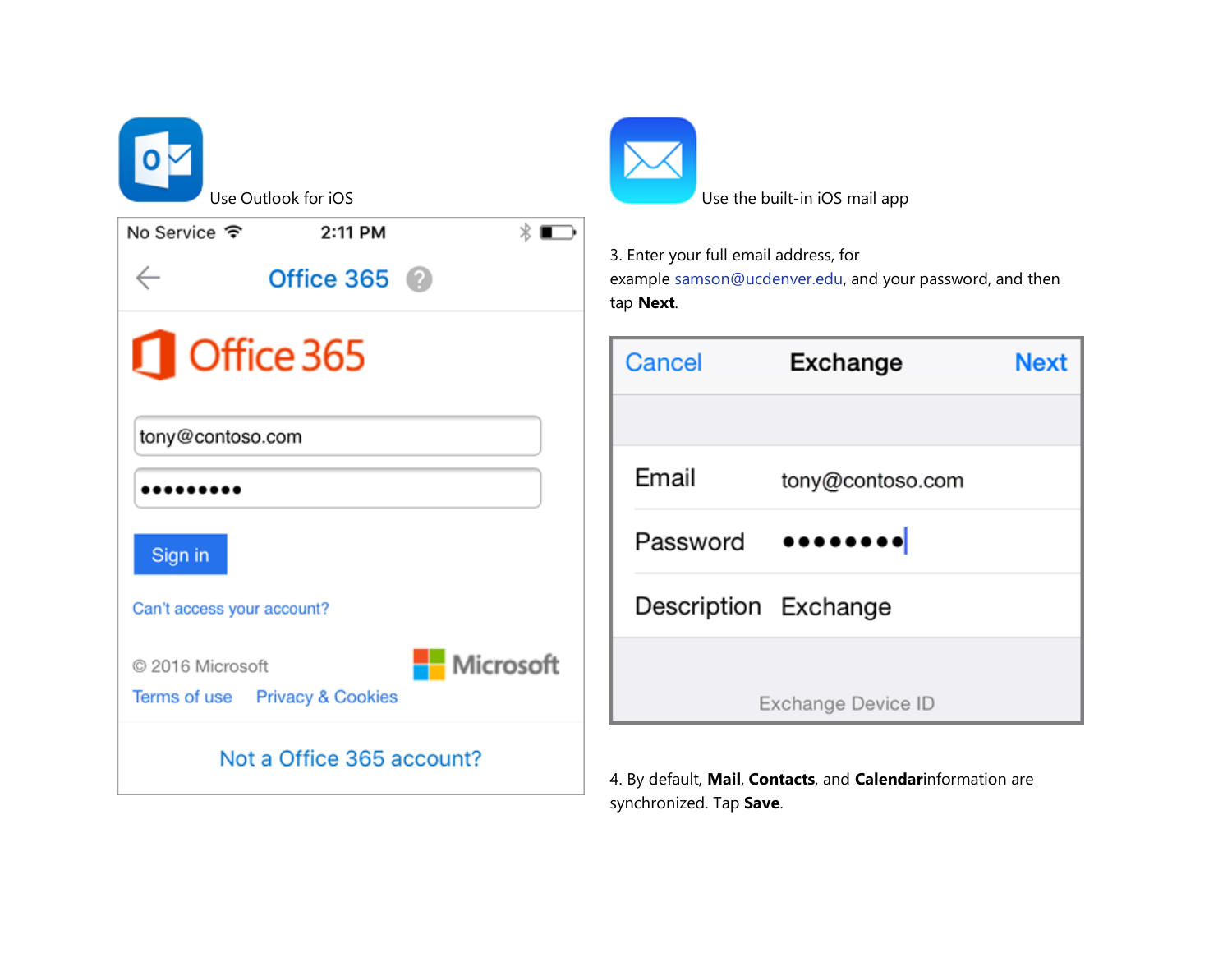Use Outlook for iOS

Use the built-in iOS mail app

3. Enter your full email address, for example samson@ucdenver.edu, and your password, and then tap **Next**.

4. By default, **Mail**, **Contacts**, and **Calendar**information are synchronized. Tap **Save**.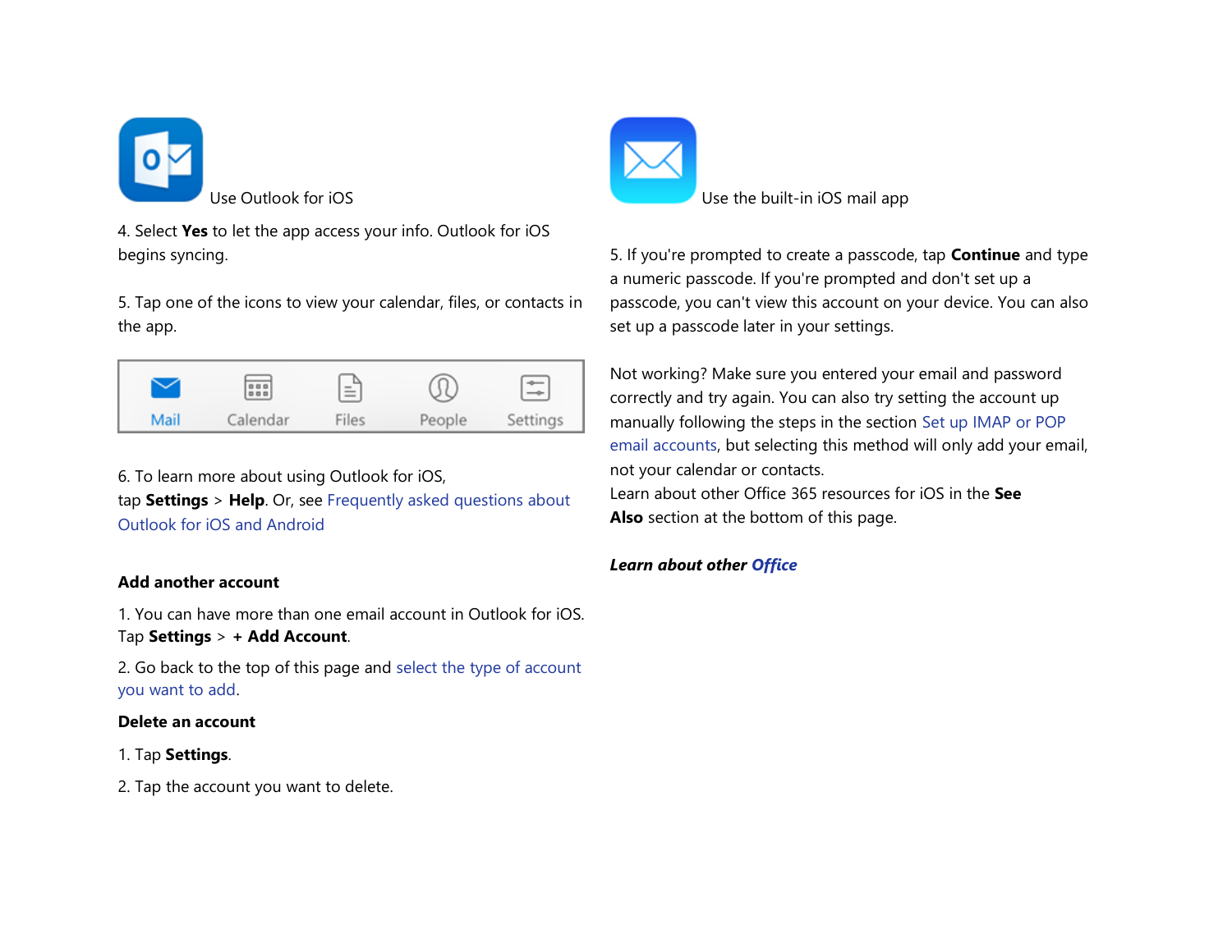Use Outlook for iOS

4. Select **Yes** to let the app access your info. Outlook for iOS begins syncing.

5. Tap one of the icons to view your calendar, files, or contacts in the app.

Mail Calendar Files People Settings

6. To learn more about using Outlook for iOS, tap **Settings** > **Help**. Or, see Frequently asked questions about Outlook for iOS and Android

**Add another account**

1. You can have more than one email account in Outlook for iOS. Tap **Settings** > **+ Add Account**.

2. Go back to the top of this page and select the type of account you want to add.

**Delete an account**

1. Tap **Settings**.

2. Tap the account you want to delete.

Use the built-in iOS mail app

5. If you're prompted to create a passcode, tap **Continue** and type a numeric passcode. If you're prompted and don't set up a passcode, you can't view this account on your device. You can also set up a passcode later in your settings.

Not working? Make sure you entered your email and password correctly and try again. You can also try setting the account up manually following the steps in the section Set up IMAP or POP email accounts, but selecting this method will only add your email, not your calendar or contacts.
Learn about other Office 365 resources for iOS in the **See Also** section at the bottom of this page.

***Learn about other Office***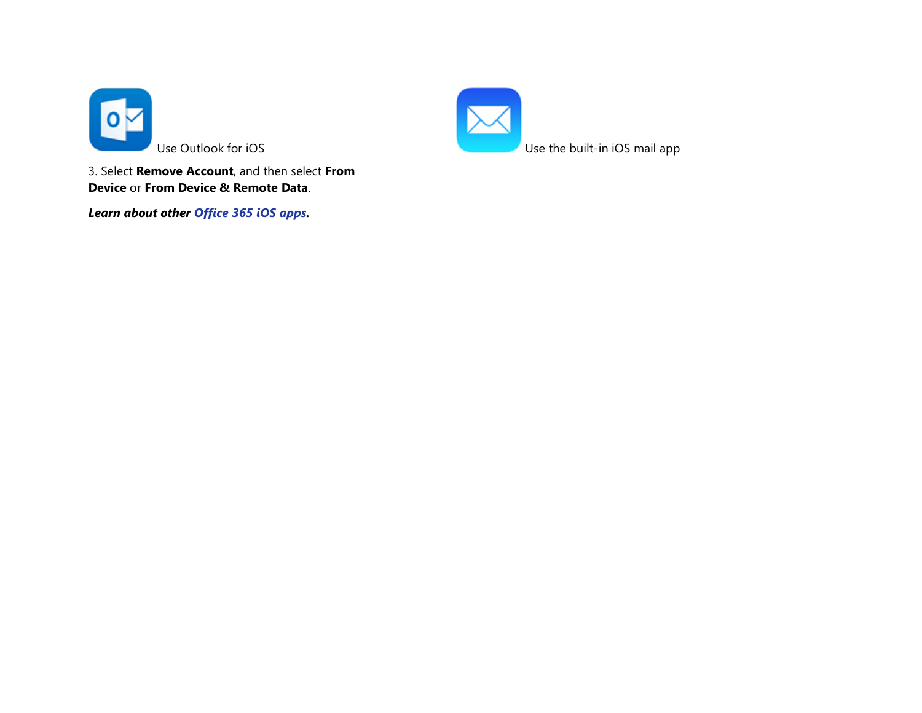Use Outlook for iOS

3. Select **Remove Account**, and then select **From Device** or **From Device & Remote Data**.

***Learn about other Office 365 iOS apps.***

Use the built-in iOS mail app